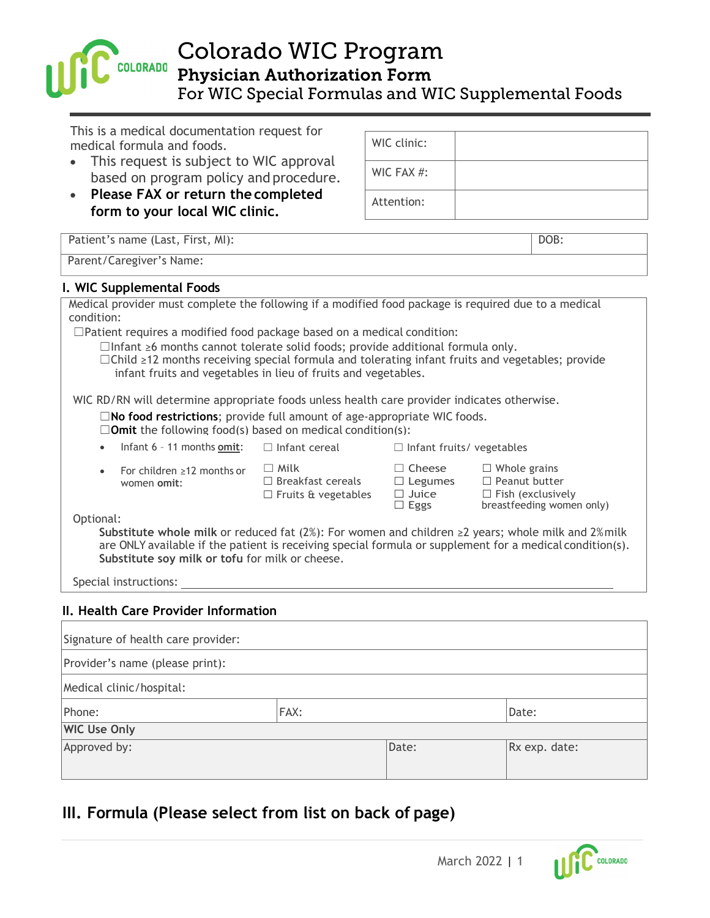# Colorado WIC Program

## Physician Authorization Form

For WIC Special Formulas and WIC Supplemental Foods

This is a medical documentation request for medical formula and foods.

- This request is subject to WIC approval based on program policy and procedure.
- **Please FAX or return the completed form to your local WIC clinic.**

| WIC clinic: | |
|---|---|
| WIC FAX #: | |
| Attention: | |

| Patient's name (Last, First, MI): | DOB: |
|---|---|
| Parent/Caregiver's Name: | |

### I. WIC Supplemental Foods

Medical provider must complete the following if a modified food package is required due to a medical condition:

☐Patient requires a modified food package based on a medical condition:

- ☐Infant ≥6 months cannot tolerate solid foods; provide additional formula only.
- ☐Child ≥12 months receiving special formula and tolerating infant fruits and vegetables; provide infant fruits and vegetables in lieu of fruits and vegetables.

WIC RD/RN will determine appropriate foods unless health care provider indicates otherwise.

- ☐**No food restrictions**; provide full amount of age-appropriate WIC foods.
- ☐**Omit** the following food(s) based on medical condition(s):

| | | | |
|---|---|---|---|
| • Infant 6 – 11 months **omit**: | ☐ Infant cereal | ☐ Infant fruits/ vegetables | |
| • For children ≥12 months or women **omit**: | ☐ Milk<br>☐ Breakfast cereals<br>☐ Fruits & vegetables | ☐ Cheese<br>☐ Legumes<br>☐ Juice<br>☐ Eggs | ☐ Whole grains<br>☐ Peanut butter<br>☐ Fish (exclusively breastfeeding women only) |

Optional:

**Substitute whole milk** or reduced fat (2%): For women and children ≥2 years; whole milk and 2% milk are ONLY available if the patient is receiving special formula or supplement for a medical condition(s).
**Substitute soy milk or tofu** for milk or cheese.

Special instructions: ______________________________________________

### II. Health Care Provider Information

| Signature of health care provider: | | |
|---|---|---|
| Provider's name (please print): | | |
| Medical clinic/hospital: | | |
| Phone: | FAX: | Date: |
| **WIC Use Only** | | |
| Approved by: | Date: | Rx exp. date: |

## III. Formula (Please select from list on back of page)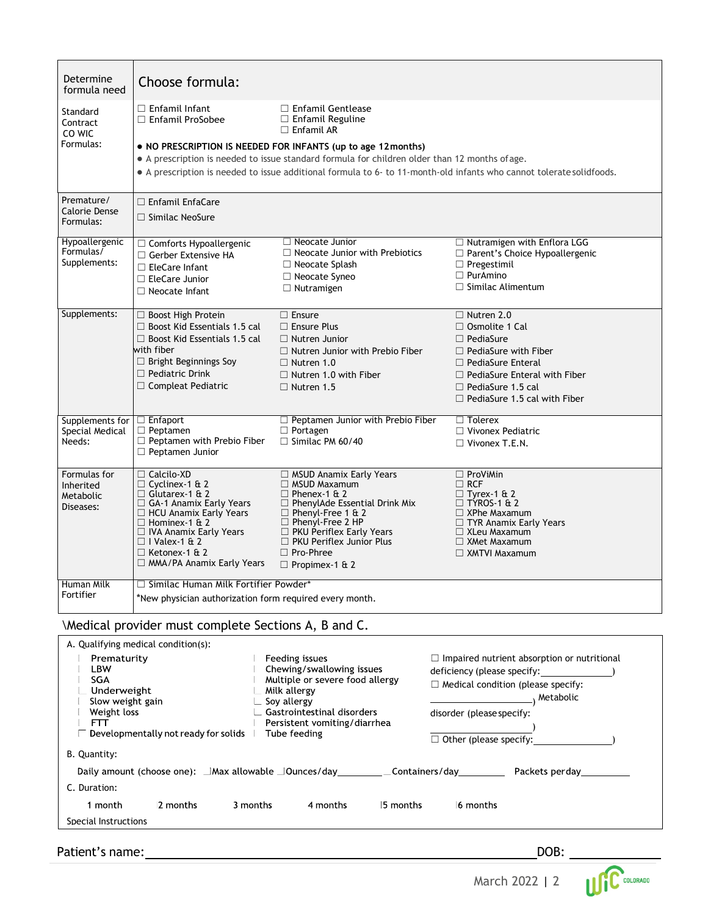| Determine formula need | Choose formula: | | |
|---|---|---|---|
| Standard Contract CO WIC Formulas: | ☐ Enfamil Infant<br>☐ Enfamil ProSobee | ☐ Enfamil Gentlease<br>☐ Enfamil Reguline<br>☐ Enfamil AR | |
| | • **NO PRESCRIPTION IS NEEDED FOR INFANTS (up to age 12 months)**<br>• A prescription is needed to issue standard formula for children older than 12 months of age.<br>• A prescription is needed to issue additional formula to 6- to 11-month-old infants who cannot tolerate solid foods. | | |
| Premature/ Calorie Dense Formulas: | ☐ Enfamil EnfaCare<br>☐ Similac NeoSure | | |
| Hypoallergenic Formulas/ Supplements: | ☐ Comforts Hypoallergenic<br>☐ Gerber Extensive HA<br>☐ EleCare Infant<br>☐ EleCare Junior<br>☐ Neocate Infant | ☐ Neocate Junior<br>☐ Neocate Junior with Prebiotics<br>☐ Neocate Splash<br>☐ Neocate Syneo<br>☐ Nutramigen | ☐ Nutramigen with Enflora LGG<br>☐ Parent's Choice Hypoallergenic<br>☐ Pregestimil<br>☐ PurAmino<br>☐ Similac Alimentum |
| Supplements: | ☐ Boost High Protein<br>☐ Boost Kid Essentials 1.5 cal<br>☐ Boost Kid Essentials 1.5 cal with fiber<br>☐ Bright Beginnings Soy<br>☐ Pediatric Drink<br>☐ Compleat Pediatric | ☐ Ensure<br>☐ Ensure Plus<br>☐ Nutren Junior<br>☐ Nutren Junior with Prebio Fiber<br>☐ Nutren 1.0<br>☐ Nutren 1.0 with Fiber<br>☐ Nutren 1.5 | ☐ Nutren 2.0<br>☐ Osmolite 1 Cal<br>☐ PediaSure<br>☐ PediaSure with Fiber<br>☐ PediaSure Enteral<br>☐ PediaSure Enteral with Fiber<br>☐ PediaSure 1.5 cal<br>☐ PediaSure 1.5 cal with Fiber |
| Supplements for Special Medical Needs: | ☐ Enfaport<br>☐ Peptamen<br>☐ Peptamen with Prebio Fiber<br>☐ Peptamen Junior | ☐ Peptamen Junior with Prebio Fiber<br>☐ Portagen<br>☐ Similac PM 60/40 | ☐ Tolerex<br>☐ Vivonex Pediatric<br>☐ Vivonex T.E.N. |
| Formulas for Inherited Metabolic Diseases: | ☐ Calcilo-XD<br>☐ Cyclinex-1 & 2<br>☐ Glutarex-1 & 2<br>☐ GA-1 Anamix Early Years<br>☐ HCU Anamix Early Years<br>☐ Hominex-1 & 2<br>☐ IVA Anamix Early Years<br>☐ I Valex-1 & 2<br>☐ Ketonex-1 & 2<br>☐ MMA/PA Anamix Early Years | ☐ MSUD Anamix Early Years<br>☐ MSUD Maxamum<br>☐ Phenex-1 & 2<br>☐ PhenylAde Essential Drink Mix<br>☐ Phenyl-Free 1 & 2<br>☐ Phenyl-Free 2 HP<br>☐ PKU Periflex Early Years<br>☐ PKU Periflex Junior Plus<br>☐ Pro-Phree<br>☐ Propimex-1 & 2 | ☐ ProViMin<br>☐ RCF<br>☐ Tyrex-1 & 2<br>☐ TYROS-1 & 2<br>☐ XPhe Maxamum<br>☐ TYR Anamix Early Years<br>☐ XLeu Maxamum<br>☐ XMet Maxamum<br>☐ XMTVI Maxamum |
| Human Milk Fortifier | ☐ Similac Human Milk Fortifier Powder*<br>*New physician authorization form required every month. | | |

\Medical provider must complete Sections A, B and C.

A. Qualifying medical condition(s):

| | | |
|---|---|---|
| ☐ Prematurity<br>☐ LBW<br>☐ SGA<br>☐ Underweight<br>☐ Slow weight gain<br>☐ Weight loss<br>☐ FTT<br>☐ Developmentally not ready for solids | ☐ Feeding issues<br>☐ Chewing/swallowing issues<br>☐ Multiple or severe food allergy<br>☐ Milk allergy<br>☐ Soy allergy<br>☐ Gastrointestinal disorders<br>☐ Persistent vomiting/diarrhea<br>☐ Tube feeding | ☐ Impaired nutrient absorption or nutritional deficiency (please specify:\_\_\_\_\_\_\_\_\_\_)<br>☐ Medical condition (please specify: \_\_\_\_\_\_\_\_\_\_)<br>☐ Metabolic disorder (please specify: \_\_\_\_\_\_\_\_\_\_)<br>☐ Other (please specify:\_\_\_\_\_\_\_\_\_\_) |

B. Quantity:

Daily amount (choose one): ☐ Max allowable ☐ Ounces/day\_\_\_\_\_\_\_\_ ☐ Containers/day\_\_\_\_\_\_\_\_ ☐ Packets per day\_\_\_\_\_\_\_\_

C. Duration:

☐ 1 month ☐ 2 months ☐ 3 months ☐ 4 months ☐ 5 months ☐ 6 months

Special Instructions

Patient's name:\_\_\_\_\_\_\_\_\_\_\_\_\_\_\_\_\_\_\_\_\_\_\_\_\_\_\_\_\_\_ DOB: \_\_\_\_\_\_\_\_\_\_

March 2022